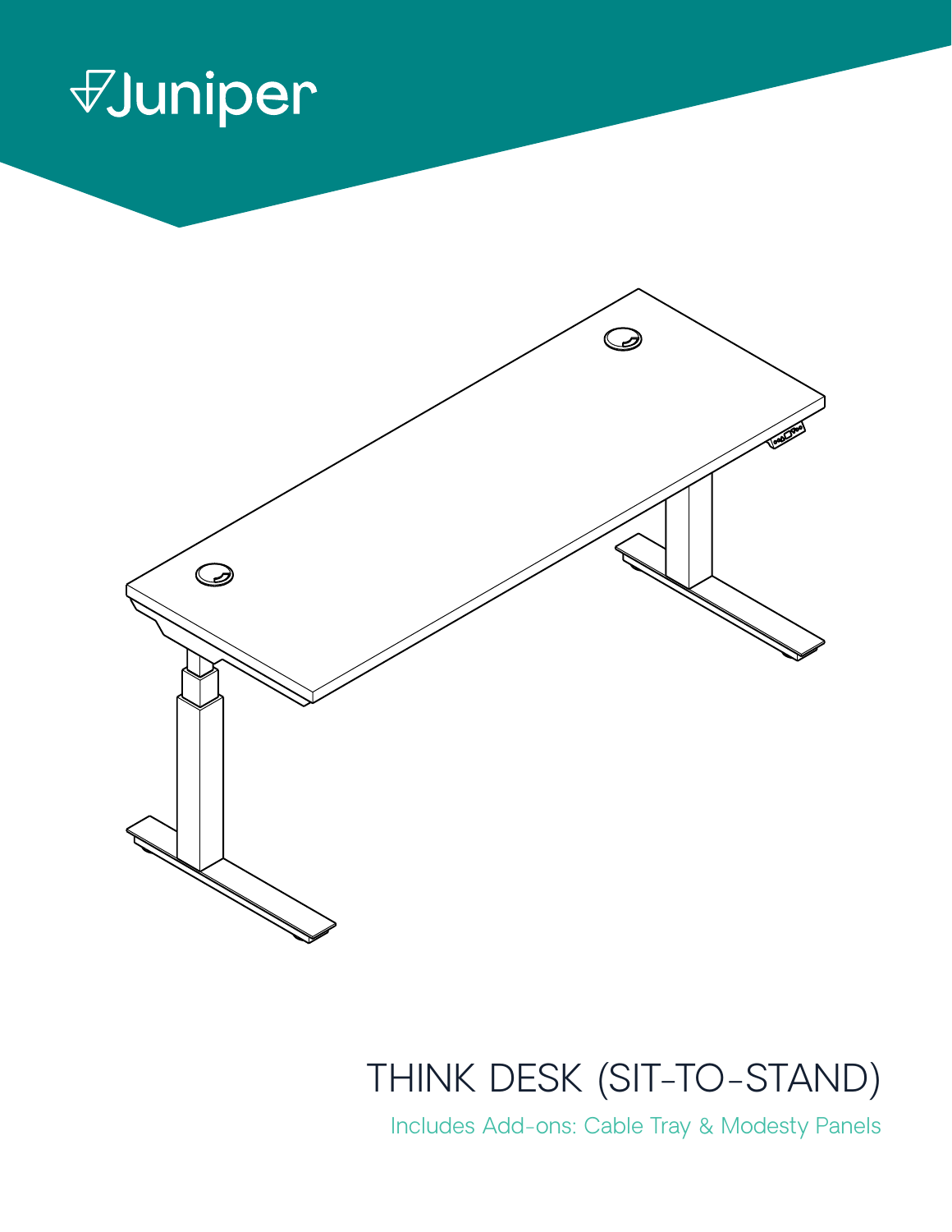Juniper

# THINK DESK (SIT-TO-STAND)

Includes Add-ons: Cable Tray & Modesty Panels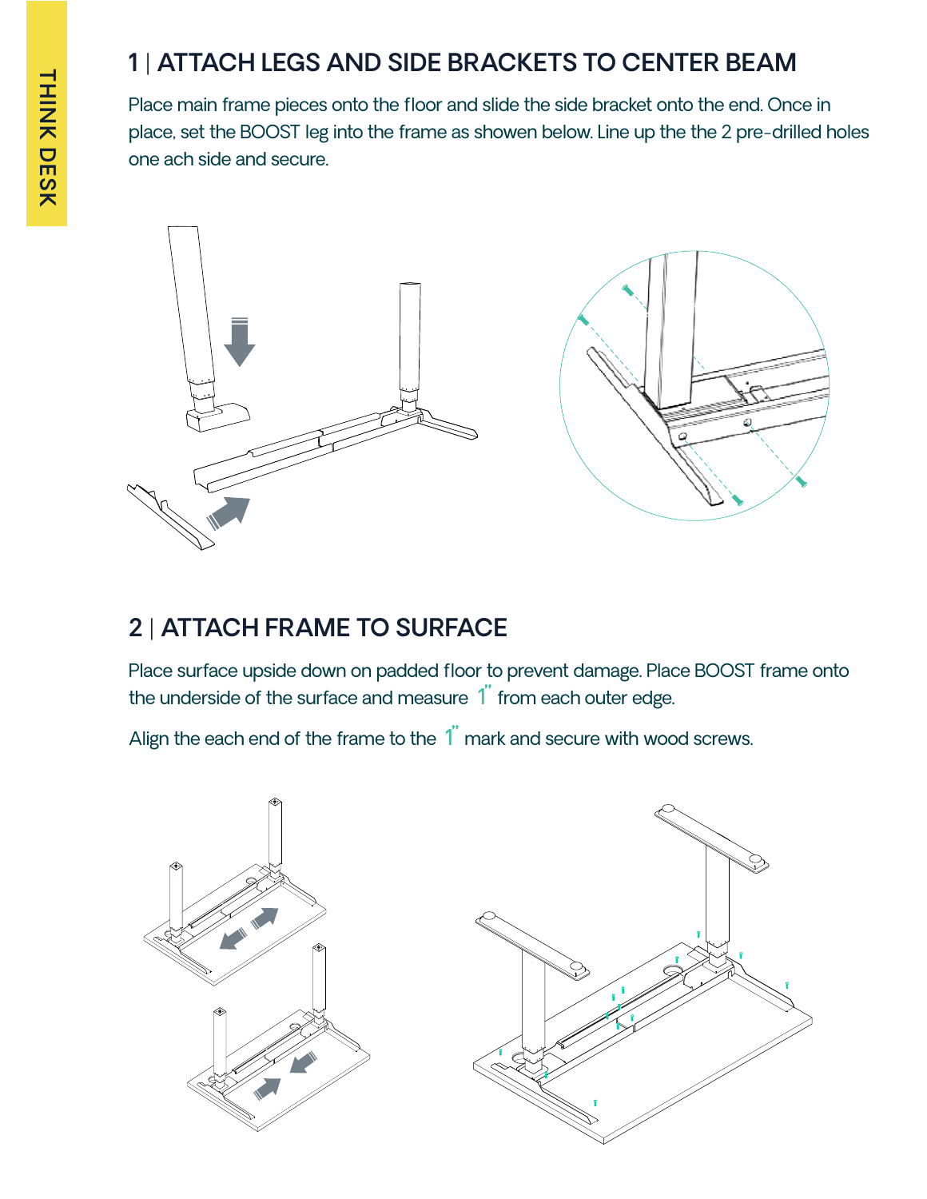THINK DESK

## 1 | ATTACH LEGS AND SIDE BRACKETS TO CENTER BEAM

Place main frame pieces onto the floor and slide the side bracket onto the end. Once in place, set the BOOST leg into the frame as showen below. Line up the the 2 pre-drilled holes one ach side and secure.

## 2 | ATTACH FRAME TO SURFACE

Place surface upside down on padded floor to prevent damage. Place BOOST frame onto the underside of the surface and measure 1" from each outer edge.

Align the each end of the frame to the 1" mark and secure with wood screws.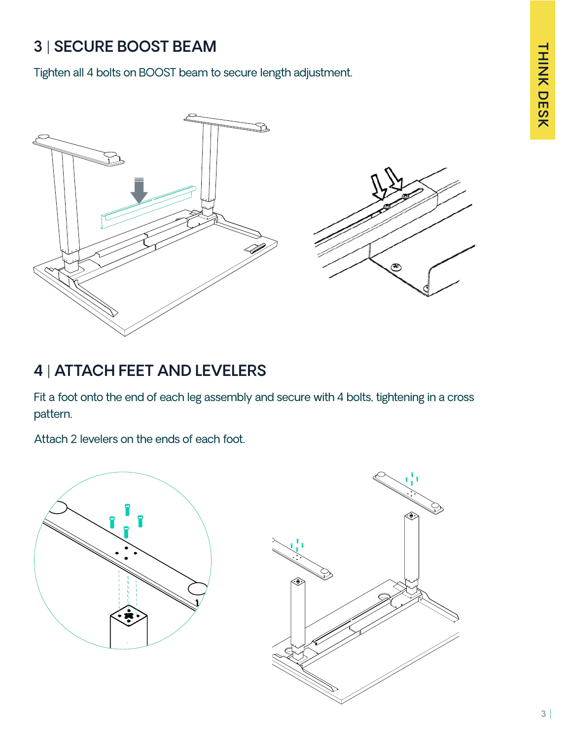## 3 | SECURE BOOST BEAM

Tighten all 4 bolts on BOOST beam to secure length adjustment.

## 4 | ATTACH FEET AND LEVELERS

Fit a foot onto the end of each leg assembly and secure with 4 bolts, tightening in a cross pattern.

Attach 2 levelers on the ends of each foot.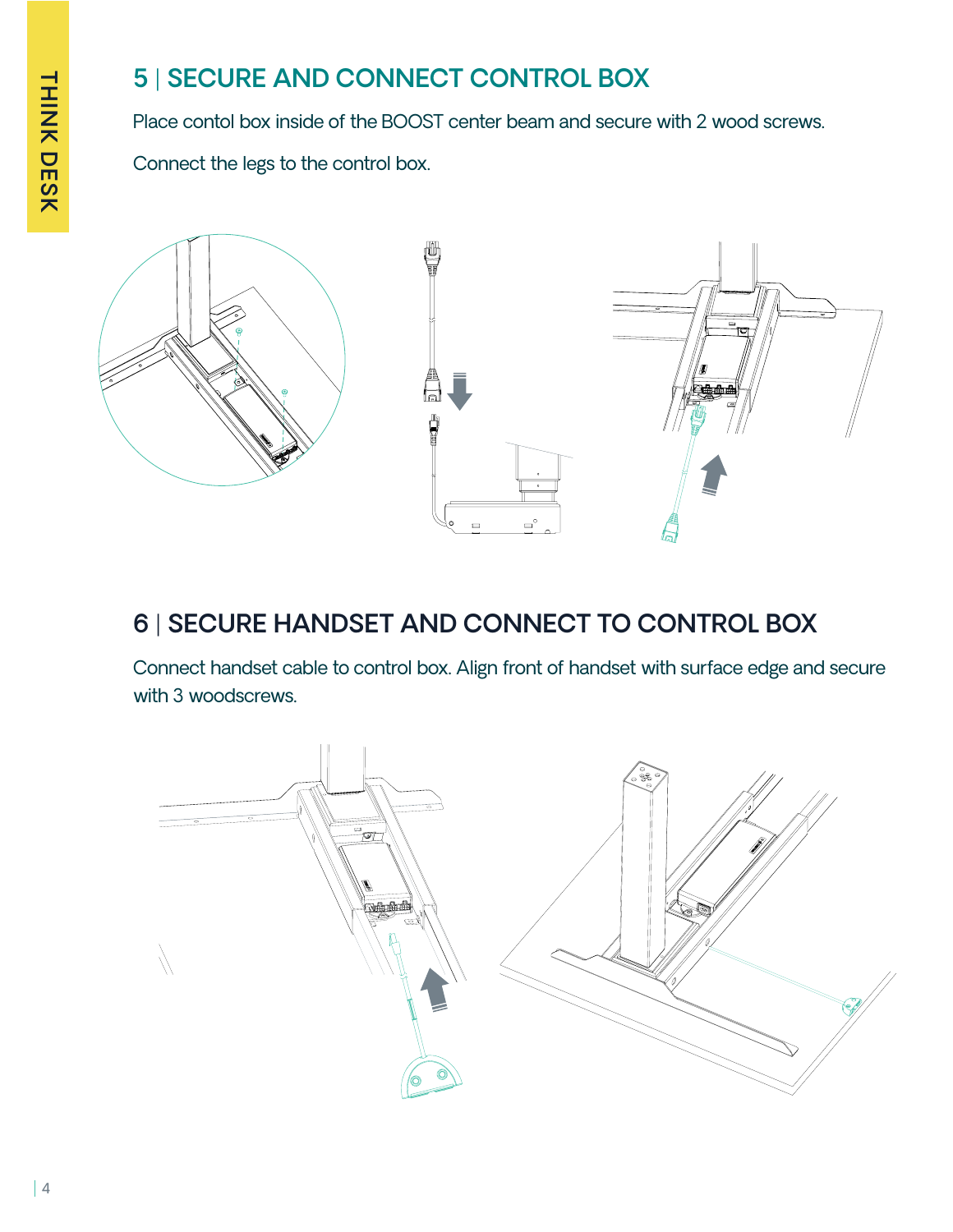## 5 | SECURE AND CONNECT CONTROL BOX

Place contol box inside of the BOOST center beam and secure with 2 wood screws.

Connect the legs to the control box.

## 6 | SECURE HANDSET AND CONNECT TO CONTROL BOX

Connect handset cable to control box. Align front of handset with surface edge and secure with 3 woodscrews.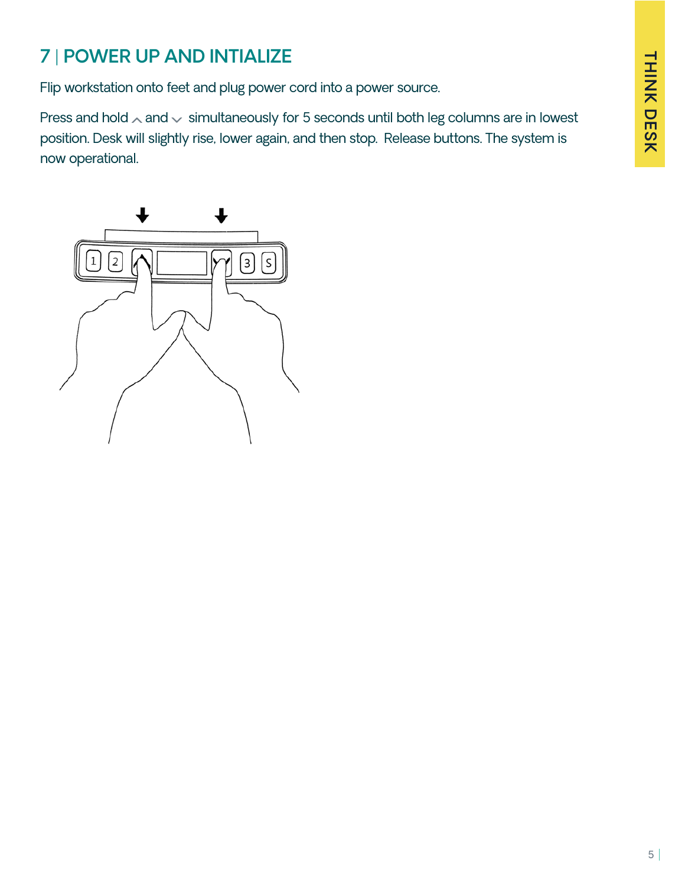## 7 | POWER UP AND INTIALIZE

Flip workstation onto feet and plug power cord into a power source.

Press and hold ^ and ∨ simultaneously for 5 seconds until both leg columns are in lowest position. Desk will slightly rise, lower again, and then stop. Release buttons. The system is now operational.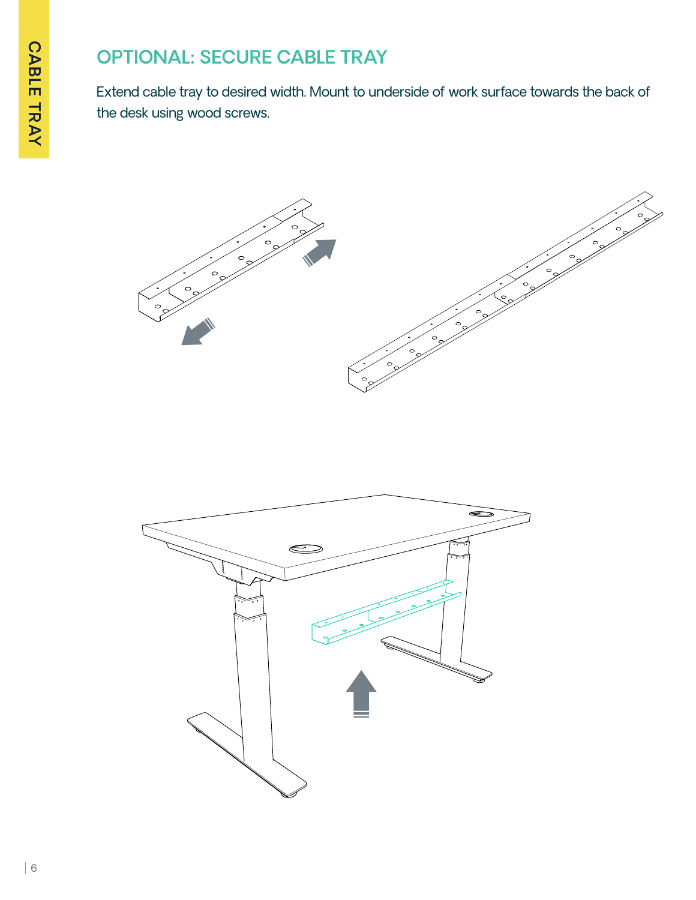## OPTIONAL: SECURE CABLE TRAY

Extend cable tray to desired width. Mount to underside of work surface towards the back of the desk using wood screws.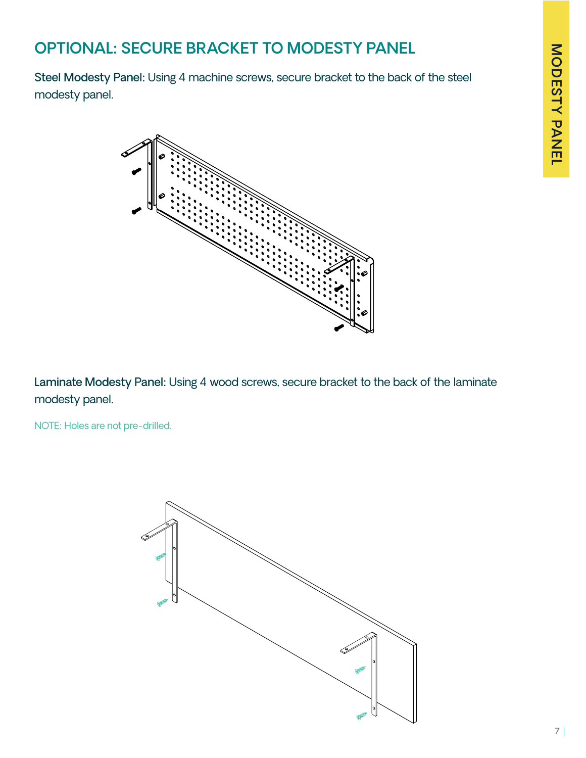## OPTIONAL: SECURE BRACKET TO MODESTY PANEL

**Steel Modesty Panel:** Using 4 machine screws, secure bracket to the back of the steel modesty panel.

**Laminate Modesty Panel:** Using 4 wood screws, secure bracket to the back of the laminate modesty panel.

NOTE: Holes are not pre-drilled.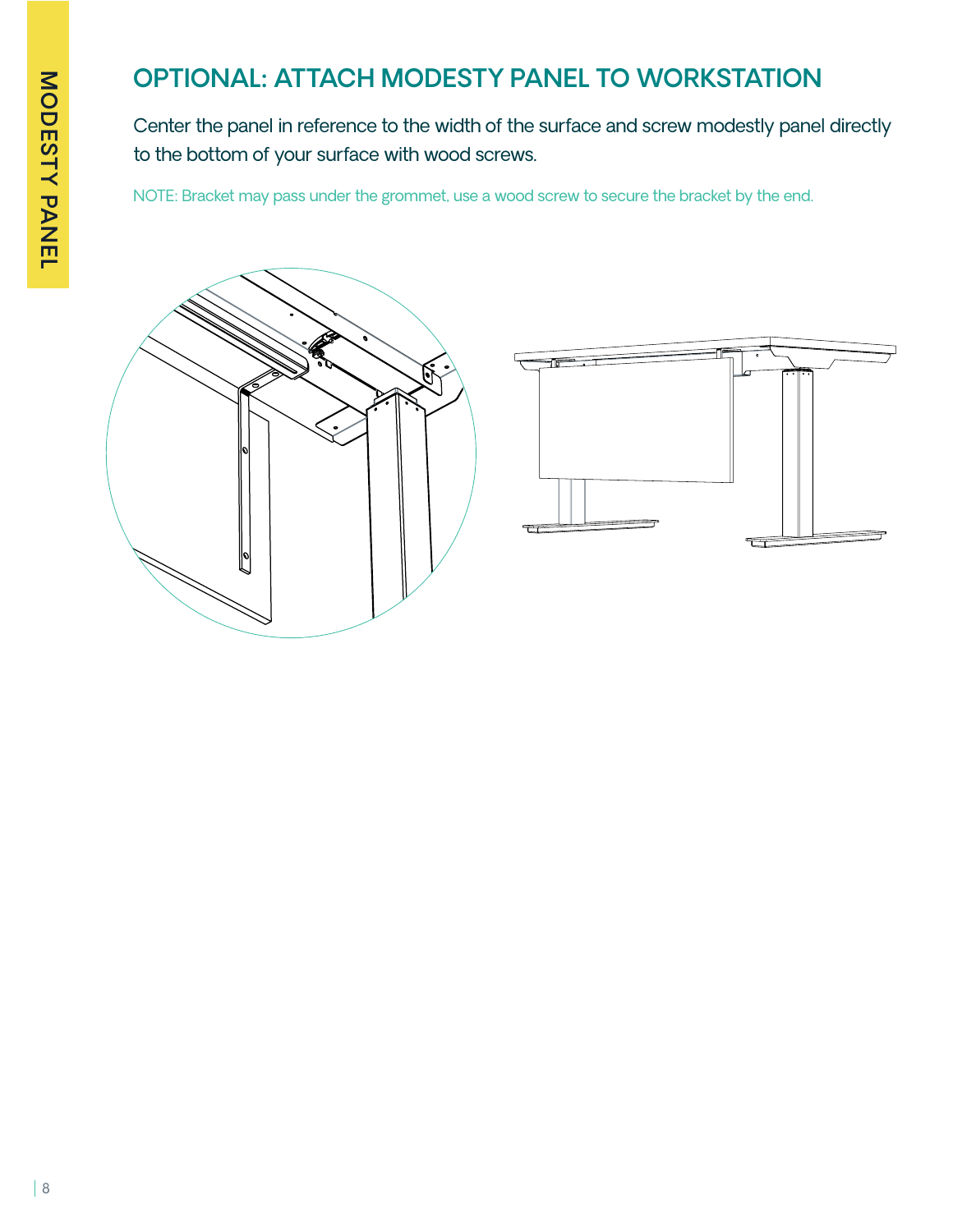## OPTIONAL: ATTACH MODESTY PANEL TO WORKSTATION

Center the panel in reference to the width of the surface and screw modestly panel directly to the bottom of your surface with wood screws.

NOTE: Bracket may pass under the grommet, use a wood screw to secure the bracket by the end.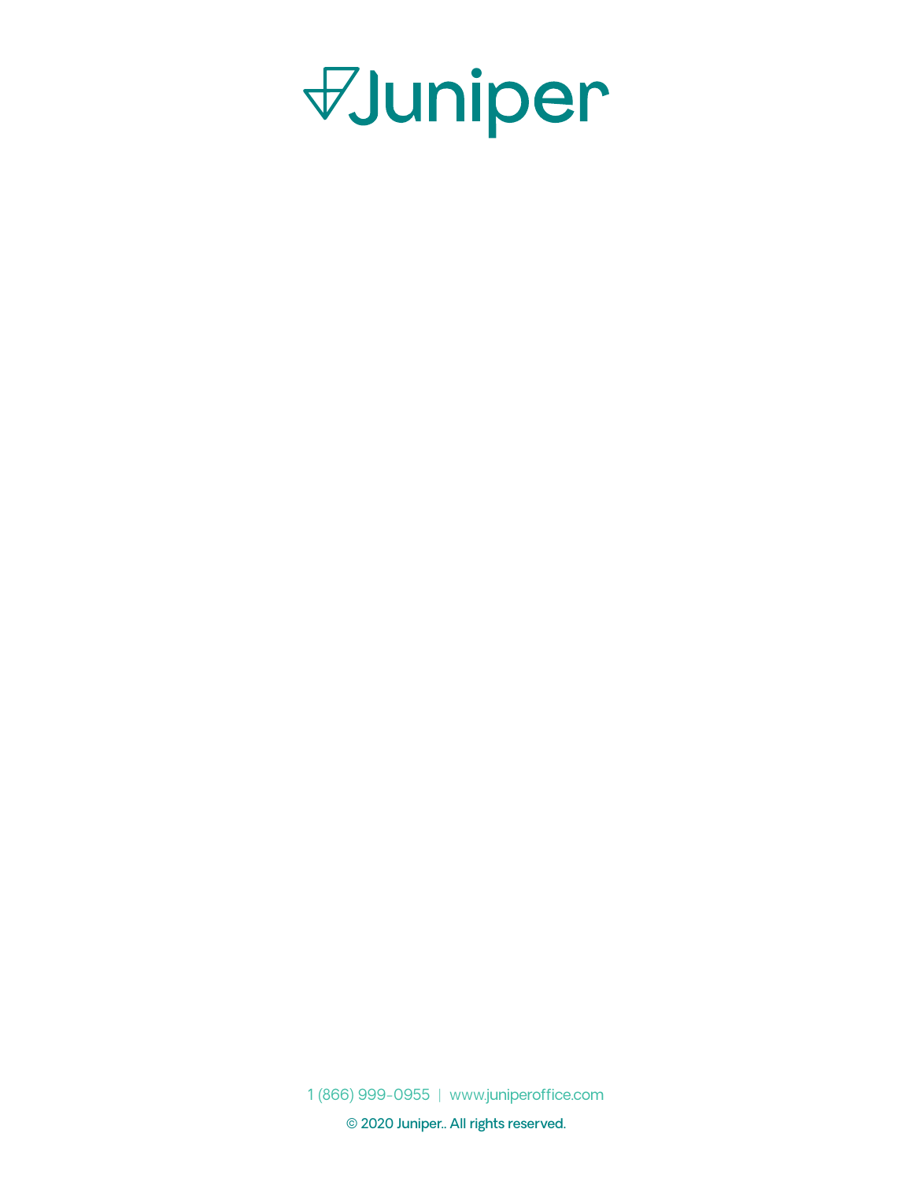# Juniper

1 (866) 999-0955 | www.juniperoffice.com

© 2020 Juniper.. All rights reserved.